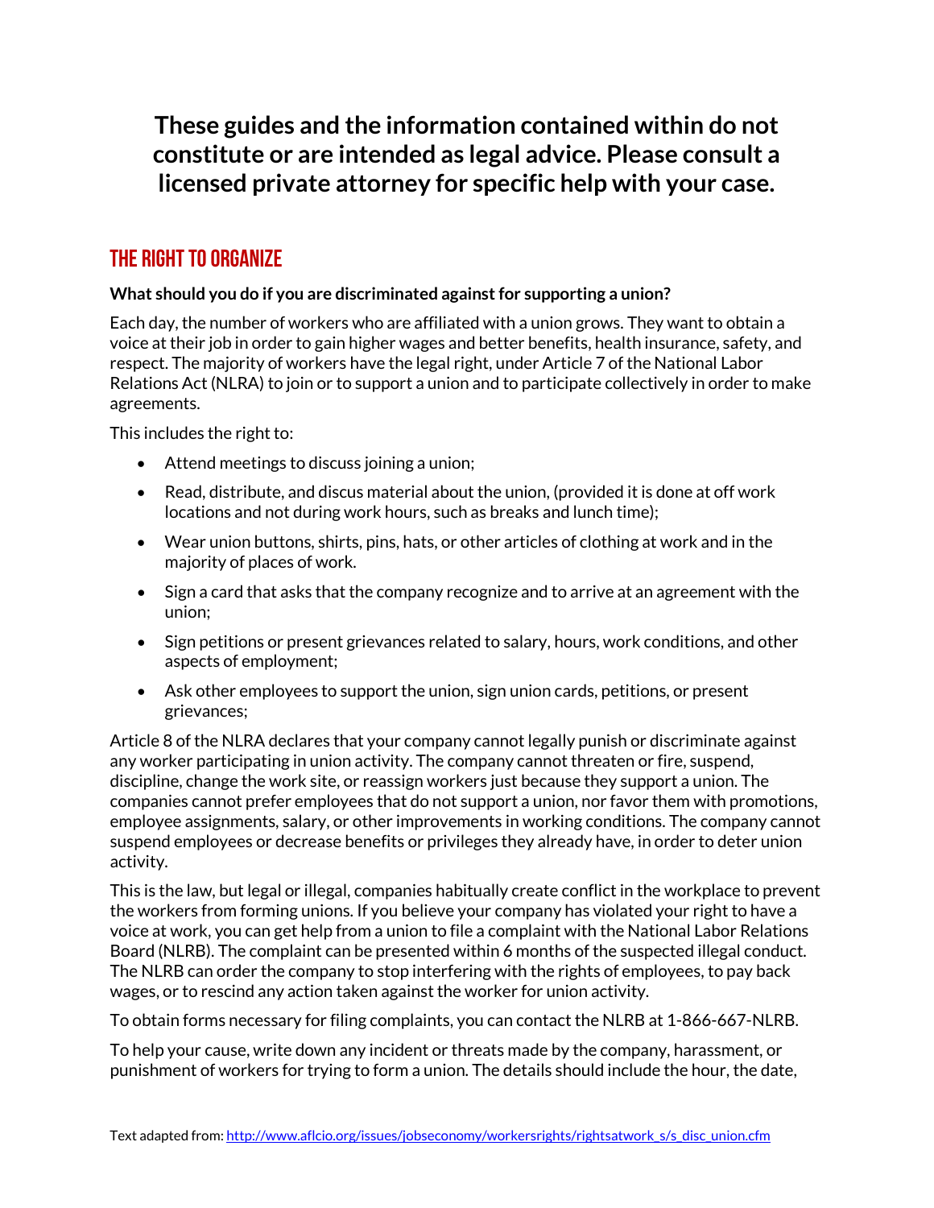**These guides and the information contained within do not constitute or are intended as legal advice. Please consult a licensed private attorney for specific help with your case.**

## THE RIGHT TO ORGANIZE

**What should you do if you are discriminated against for supporting a union?**

Each day, the number of workers who are affiliated with a union grows. They want to obtain a voice at their job in order to gain higher wages and better benefits, health insurance, safety, and respect. The majority of workers have the legal right, under Article 7 of the National Labor Relations Act (NLRA) to join or to support a union and to participate collectively in order to make agreements.

This includes the right to:

- Attend meetings to discuss joining a union;
- Read, distribute, and discus material about the union, (provided it is done at off work locations and not during work hours, such as breaks and lunch time);
- Wear union buttons, shirts, pins, hats, or other articles of clothing at work and in the majority of places of work.
- Sign a card that asks that the company recognize and to arrive at an agreement with the union;
- Sign petitions or present grievances related to salary, hours, work conditions, and other aspects of employment;
- Ask other employees to support the union, sign union cards, petitions, or present grievances;

Article 8 of the NLRA declares that your company cannot legally punish or discriminate against any worker participating in union activity. The company cannot threaten or fire, suspend, discipline, change the work site, or reassign workers just because they support a union. The companies cannot prefer employees that do not support a union, nor favor them with promotions, employee assignments, salary, or other improvements in working conditions. The company cannot suspend employees or decrease benefits or privileges they already have, in order to deter union activity.

This is the law, but legal or illegal, companies habitually create conflict in the workplace to prevent the workers from forming unions. If you believe your company has violated your right to have a voice at work, you can get help from a union to file a complaint with the National Labor Relations Board (NLRB). The complaint can be presented within 6 months of the suspected illegal conduct. The NLRB can order the company to stop interfering with the rights of employees, to pay back wages, or to rescind any action taken against the worker for union activity.

To obtain forms necessary for filing complaints, you can contact the NLRB at 1-866-667-NLRB.

To help your cause, write down any incident or threats made by the company, harassment, or punishment of workers for trying to form a union. The details should include the hour, the date,

Text adapted from: http://www.aflcio.org/issues/jobseconomy/workersrights/rightsatwork_s/s_disc_union.cfm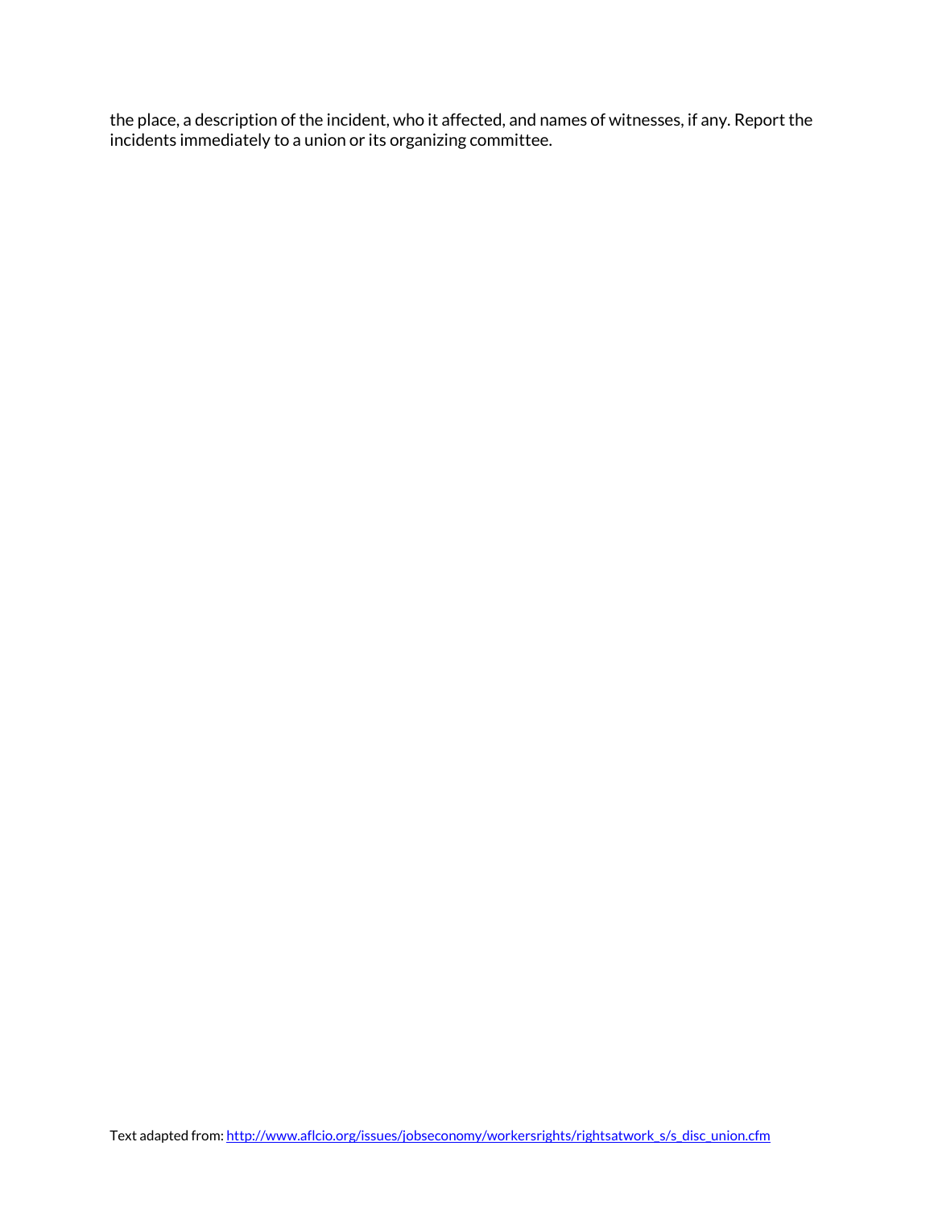the place, a description of the incident, who it affected, and names of witnesses, if any. Report the incidents immediately to a union or its organizing committee.

Text adapted from: [http://www.aflcio.org/issues/jobseconomy/workersrights/rightsatwork_s/s_disc_union.cfm](http://www.aflcio.org/issues/jobseconomy/workersrights/rightsatwork_s/s_disc_union.cfm)